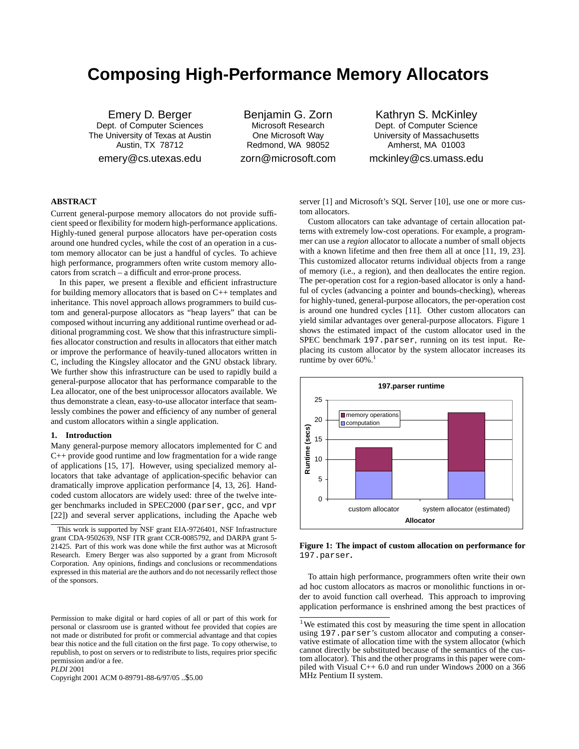# Composing High-Performance Memory Allocators

Emery D. Berger
Dept. of Computer Sciences
The University of Texas at Austin
Austin, TX 78712
emery@cs.utexas.edu

Benjamin G. Zorn
Microsoft Research
One Microsoft Way
Redmond, WA 98052
zorn@microsoft.com

Kathryn S. McKinley
Dept. of Computer Science
University of Massachusetts
Amherst, MA 01003
mckinley@cs.umass.edu

## ABSTRACT

Current general-purpose memory allocators do not provide sufficient speed or flexibility for modern high-performance applications. Highly-tuned general purpose allocators have per-operation costs around one hundred cycles, while the cost of an operation in a custom memory allocator can be just a handful of cycles. To achieve high performance, programmers often write custom memory allocators from scratch – a difficult and error-prone process.

In this paper, we present a flexible and efficient infrastructure for building memory allocators that is based on C++ templates and inheritance. This novel approach allows programmers to build custom and general-purpose allocators as "heap layers" that can be composed without incurring any additional runtime overhead or additional programming cost. We show that this infrastructure simplifies allocator construction and results in allocators that either match or improve the performance of heavily-tuned allocators written in C, including the Kingsley allocator and the GNU obstack library. We further show this infrastructure can be used to rapidly build a general-purpose allocator that has performance comparable to the Lea allocator, one of the best uniprocessor allocators available. We thus demonstrate a clean, easy-to-use allocator interface that seamlessly combines the power and efficiency of any number of general and custom allocators within a single application.

## 1. Introduction

Many general-purpose memory allocators implemented for C and C++ provide good runtime and low fragmentation for a wide range of applications [15, 17]. However, using specialized memory allocators that take advantage of application-specific behavior can dramatically improve application performance [4, 13, 26]. Hand-coded custom allocators are widely used: three of the twelve integer benchmarks included in SPEC2000 (`parser`, `gcc`, and `vpr` [22]) and several server applications, including the Apache web server [1] and Microsoft's SQL Server [10], use one or more custom allocators.

Custom allocators can take advantage of certain allocation patterns with extremely low-cost operations. For example, a programmer can use a *region* allocator to allocate a number of small objects with a known lifetime and then free them all at once [11, 19, 23]. This customized allocator returns individual objects from a range of memory (i.e., a region), and then deallocates the entire region. The per-operation cost for a region-based allocator is only a handful of cycles (advancing a pointer and bounds-checking), whereas for highly-tuned, general-purpose allocators, the per-operation cost is around one hundred cycles [11]. Other custom allocators can yield similar advantages over general-purpose allocators. Figure 1 shows the estimated impact of the custom allocator used in the SPEC benchmark `197.parser`, running on its test input. Replacing its custom allocator by the system allocator increases its runtime by over 60%.[1]

197.parser runtime

25
20
15
10
5
0

Runtime (secs)

memory operations
computation

custom allocator
system allocator (estimated)

Allocator

**Figure 1: The impact of custom allocation on performance for `197.parser`.**

To attain high performance, programmers often write their own ad hoc custom allocators as macros or monolithic functions in order to avoid function call overhead. This approach to improving application performance is enshrined among the best practices of

[1] We estimated this cost by measuring the time spent in allocation using `197.parser`'s custom allocator and computing a conservative estimate of allocation time with the system allocator (which cannot directly be substituted because of the semantics of the custom allocator). This and the other programs in this paper were compiled with Visual C++ 6.0 and run under Windows 2000 on a 366 MHz Pentium II system.

This work is supported by NSF grant EIA-9726401, NSF Infrastructure grant CDA-9502639, NSF ITR grant CCR-0085792, and DARPA grant 5-21425. Part of this work was done while the first author was at Microsoft Research. Emery Berger was also supported by a grant from Microsoft Corporation. Any opinions, findings and conclusions or recommendations expressed in this material are the authors and do not necessarily reflect those of the sponsors.

Permission to make digital or hard copies of all or part of this work for personal or classroom use is granted without fee provided that copies are not made or distributed for profit or commercial advantage and that copies bear this notice and the full citation on the first page. To copy otherwise, to republish, to post on servers or to redistribute to lists, requires prior specific permission and/or a fee.
*PLDI* 2001
Copyright 2001 ACM 0-89791-88-6/97/05 ..$5.00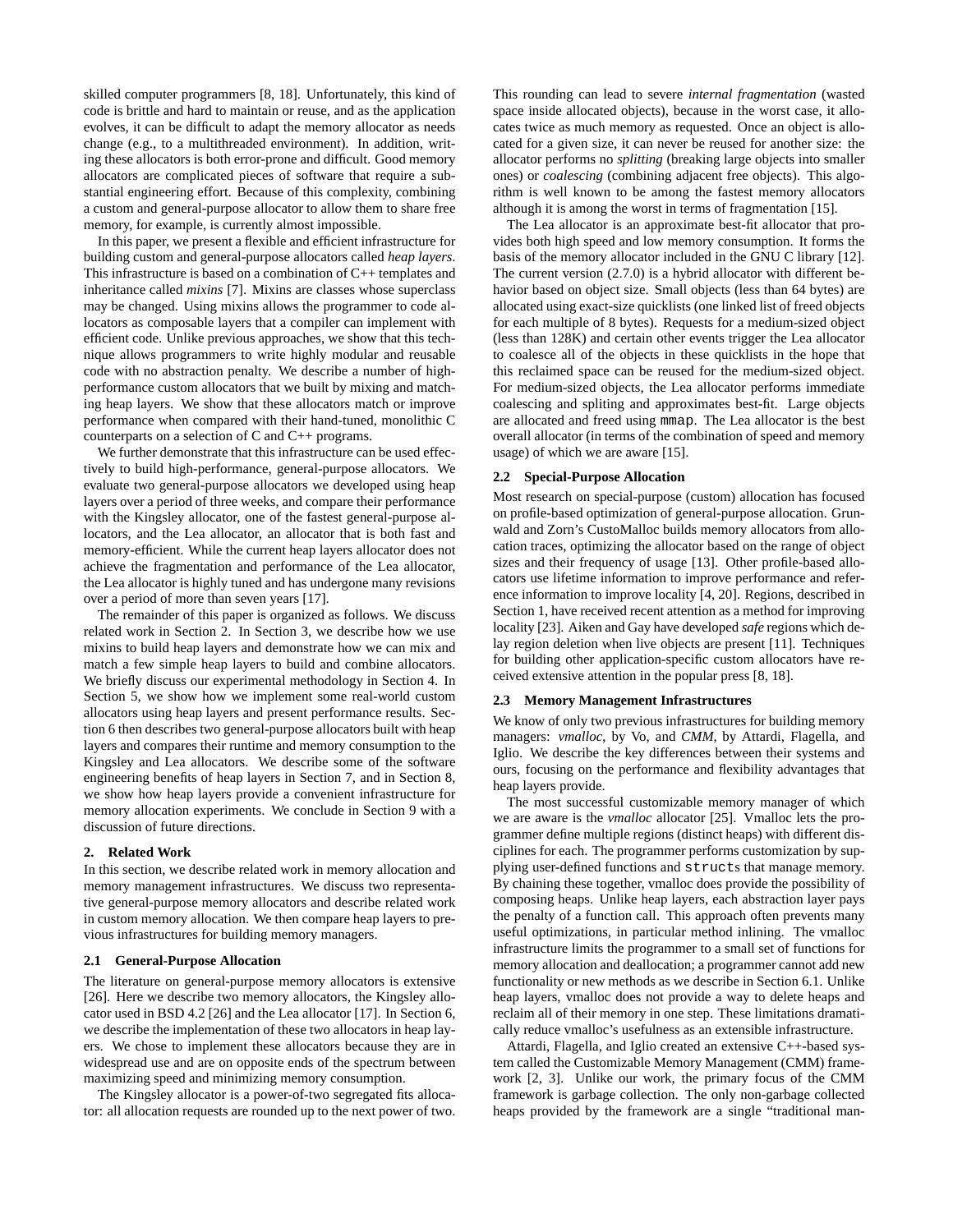skilled computer programmers [8, 18]. Unfortunately, this kind of code is brittle and hard to maintain or reuse, and as the application evolves, it can be difficult to adapt the memory allocator as needs change (e.g., to a multithreaded environment). In addition, writing these allocators is both error-prone and difficult. Good memory allocators are complicated pieces of software that require a substantial engineering effort. Because of this complexity, combining a custom and general-purpose allocator to allow them to share free memory, for example, is currently almost impossible.

In this paper, we present a flexible and efficient infrastructure for building custom and general-purpose allocators called *heap layers*. This infrastructure is based on a combination of C++ templates and inheritance called *mixins* [7]. Mixins are classes whose superclass may be changed. Using mixins allows the programmer to code allocators as composable layers that a compiler can implement with efficient code. Unlike previous approaches, we show that this technique allows programmers to write highly modular and reusable code with no abstraction penalty. We describe a number of high-performance custom allocators that we built by mixing and matching heap layers. We show that these allocators match or improve performance when compared with their hand-tuned, monolithic C counterparts on a selection of C and C++ programs.

We further demonstrate that this infrastructure can be used effectively to build high-performance, general-purpose allocators. We evaluate two general-purpose allocators we developed using heap layers over a period of three weeks, and compare their performance with the Kingsley allocator, one of the fastest general-purpose allocators, and the Lea allocator, an allocator that is both fast and memory-efficient. While the current heap layers allocator does not achieve the fragmentation and performance of the Lea allocator, the Lea allocator is highly tuned and has undergone many revisions over a period of more than seven years [17].

The remainder of this paper is organized as follows. We discuss related work in Section 2. In Section 3, we describe how we use mixins to build heap layers and demonstrate how we can mix and match a few simple heap layers to build and combine allocators. We briefly discuss our experimental methodology in Section 4. In Section 5, we show how we implement some real-world custom allocators using heap layers and present performance results. Section 6 then describes two general-purpose allocators built with heap layers and compares their runtime and memory consumption to the Kingsley and Lea allocators. We describe some of the software engineering benefits of heap layers in Section 7, and in Section 8, we show how heap layers provide a convenient infrastructure for memory allocation experiments. We conclude in Section 9 with a discussion of future directions.

## 2. Related Work

In this section, we describe related work in memory allocation and memory management infrastructures. We discuss two representative general-purpose memory allocators and describe related work in custom memory allocation. We then compare heap layers to previous infrastructures for building memory managers.

### 2.1 General-Purpose Allocation

The literature on general-purpose memory allocators is extensive [26]. Here we describe two memory allocators, the Kingsley allocator used in BSD 4.2 [26] and the Lea allocator [17]. In Section 6, we describe the implementation of these two allocators in heap layers. We chose to implement these allocators because they are in widespread use and are on opposite ends of the spectrum between maximizing speed and minimizing memory consumption.

The Kingsley allocator is a power-of-two segregated fits allocator: all allocation requests are rounded up to the next power of two. This rounding can lead to severe *internal fragmentation* (wasted space inside allocated objects), because in the worst case, it allocates twice as much memory as requested. Once an object is allocated for a given size, it can never be reused for another size: the allocator performs no *splitting* (breaking large objects into smaller ones) or *coalescing* (combining adjacent free objects). This algorithm is well known to be among the fastest memory allocators although it is among the worst in terms of fragmentation [15].

The Lea allocator is an approximate best-fit allocator that provides both high speed and low memory consumption. It forms the basis of the memory allocator included in the GNU C library [12]. The current version (2.7.0) is a hybrid allocator with different behavior based on object size. Small objects (less than 64 bytes) are allocated using exact-size quicklists (one linked list of freed objects for each multiple of 8 bytes). Requests for a medium-sized object (less than 128K) and certain other events trigger the Lea allocator to coalesce all of the objects in these quicklists in the hope that this reclaimed space can be reused for the medium-sized object. For medium-sized objects, the Lea allocator performs immediate coalescing and spliting and approximates best-fit. Large objects are allocated and freed using `mmap`. The Lea allocator is the best overall allocator (in terms of the combination of speed and memory usage) of which we are aware [15].

### 2.2 Special-Purpose Allocation

Most research on special-purpose (custom) allocation has focused on profile-based optimization of general-purpose allocation. Grunwald and Zorn's CustoMalloc builds memory allocators from allocation traces, optimizing the allocator based on the range of object sizes and their frequency of usage [13]. Other profile-based allocators use lifetime information to improve performance and reference information to improve locality [4, 20]. Regions, described in Section 1, have received recent attention as a method for improving locality [23]. Aiken and Gay have developed *safe* regions which delay region deletion when live objects are present [11]. Techniques for building other application-specific custom allocators have received extensive attention in the popular press [8, 18].

### 2.3 Memory Management Infrastructures

We know of only two previous infrastructures for building memory managers: *vmalloc*, by Vo, and *CMM*, by Attardi, Flagella, and Iglio. We describe the key differences between their systems and ours, focusing on the performance and flexibility advantages that heap layers provide.

The most successful customizable memory manager of which we are aware is the *vmalloc* allocator [25]. Vmalloc lets the programmer define multiple regions (distinct heaps) with different disciplines for each. The programmer performs customization by supplying user-defined functions and `struct`s that manage memory. By chaining these together, vmalloc does provide the possibility of composing heaps. Unlike heap layers, each abstraction layer pays the penalty of a function call. This approach often prevents many useful optimizations, in particular method inlining. The vmalloc infrastructure limits the programmer to a small set of functions for memory allocation and deallocation; a programmer cannot add new functionality or new methods as we describe in Section 6.1. Unlike heap layers, vmalloc does not provide a way to delete heaps and reclaim all of their memory in one step. These limitations dramatically reduce vmalloc's usefulness as an extensible infrastructure.

Attardi, Flagella, and Iglio created an extensive C++-based system called the Customizable Memory Management (CMM) framework [2, 3]. Unlike our work, the primary focus of the CMM framework is garbage collection. The only non-garbage collected heaps provided by the framework are a single "traditional man-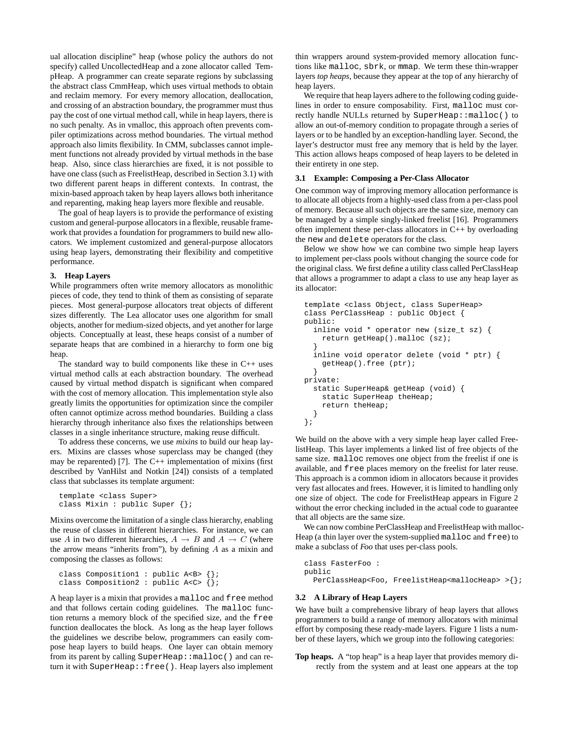ual allocation discipline" heap (whose policy the authors do not specify) called UncollectedHeap and a zone allocator called TempHeap. A programmer can create separate regions by subclassing the abstract class CmmHeap, which uses virtual methods to obtain and reclaim memory. For every memory allocation, deallocation, and crossing of an abstraction boundary, the programmer must thus pay the cost of one virtual method call, while in heap layers, there is no such penalty. As in vmalloc, this approach often prevents compiler optimizations across method boundaries. The virtual method approach also limits flexibility. In CMM, subclasses cannot implement functions not already provided by virtual methods in the base heap. Also, since class hierarchies are fixed, it is not possible to have one class (such as FreelistHeap, described in Section 3.1) with two different parent heaps in different contexts. In contrast, the mixin-based approach taken by heap layers allows both inheritance and reparenting, making heap layers more flexible and reusable.

The goal of heap layers is to provide the performance of existing custom and general-purpose allocators in a flexible, reusable framework that provides a foundation for programmers to build new allocators. We implement customized and general-purpose allocators using heap layers, demonstrating their flexibility and competitive performance.

## 3. Heap Layers

While programmers often write memory allocators as monolithic pieces of code, they tend to think of them as consisting of separate pieces. Most general-purpose allocators treat objects of different sizes differently. The Lea allocator uses one algorithm for small objects, another for medium-sized objects, and yet another for large objects. Conceptually at least, these heaps consist of a number of separate heaps that are combined in a hierarchy to form one big heap.

The standard way to build components like these in C++ uses virtual method calls at each abstraction boundary. The overhead caused by virtual method dispatch is significant when compared with the cost of memory allocation. This implementation style also greatly limits the opportunities for optimization since the compiler often cannot optimize across method boundaries. Building a class hierarchy through inheritance also fixes the relationships between classes in a single inheritance structure, making reuse difficult.

To address these concerns, we use *mixins* to build our heap layers. Mixins are classes whose superclass may be changed (they may be reparented) [7]. The C++ implementation of mixins (first described by VanHilst and Notkin [24]) consists of a templated class that subclasses its template argument:

```
template <class Super>
class Mixin : public Super {};
```

Mixins overcome the limitation of a single class hierarchy, enabling the reuse of classes in different hierarchies. For instance, we can use $A$ in two different hierarchies, $A \rightarrow B$ and $A \rightarrow C$ (where the arrow means "inherits from"), by defining $A$ as a mixin and composing the classes as follows:

```
class Composition1 : public A<B> {};
class Composition2 : public A<C> {};
```

A heap layer is a mixin that provides a `malloc` and `free` method and that follows certain coding guidelines. The `malloc` function returns a memory block of the specified size, and the `free` function deallocates the block. As long as the heap layer follows the guidelines we describe below, programmers can easily compose heap layers to build heaps. One layer can obtain memory from its parent by calling `SuperHeap::malloc()` and can return it with `SuperHeap::free()`. Heap layers also implement thin wrappers around system-provided memory allocation functions like `malloc`, `sbrk`, or `mmap`. We term these thin-wrapper layers *top heaps*, because they appear at the top of any hierarchy of heap layers.

We require that heap layers adhere to the following coding guidelines in order to ensure composability. First, `malloc` must correctly handle NULLs returned by `SuperHeap::malloc()` to allow an out-of-memory condition to propagate through a series of layers or to be handled by an exception-handling layer. Second, the layer's destructor must free any memory that is held by the layer. This action allows heaps composed of heap layers to be deleted in their entirety in one step.

### 3.1 Example: Composing a Per-Class Allocator

One common way of improving memory allocation performance is to allocate all objects from a highly-used class from a per-class pool of memory. Because all such objects are the same size, memory can be managed by a simple singly-linked freelist [16]. Programmers often implement these per-class allocators in C++ by overloading the `new` and `delete` operators for the class.

Below we show how we can combine two simple heap layers to implement per-class pools without changing the source code for the original class. We first define a utility class called PerClassHeap that allows a programmer to adapt a class to use any heap layer as its allocator:

```
template <class Object, class SuperHeap>
class PerClassHeap : public Object {
public:
  inline void * operator new (size_t sz) {
    return getHeap().malloc (sz);
  }
  inline void operator delete (void * ptr) {
    getHeap().free (ptr);
  }
private:
  static SuperHeap& getHeap (void) {
    static SuperHeap theHeap;
    return theHeap;
  }
};
```

We build on the above with a very simple heap layer called FreelistHeap. This layer implements a linked list of free objects of the same size. `malloc` removes one object from the freelist if one is available, and `free` places memory on the freelist for later reuse. This approach is a common idiom in allocators because it provides very fast allocates and frees. However, it is limited to handling only one size of object. The code for FreelistHeap appears in Figure 2 without the error checking included in the actual code to guarantee that all objects are the same size.

We can now combine PerClassHeap and FreelistHeap with mallocHeap (a thin layer over the system-supplied `malloc` and `free`) to make a subclass of *Foo* that uses per-class pools.

```
class FasterFoo :
public
  PerClassHeap<Foo, FreelistHeap<mallocHeap> >{};
```

### 3.2 A Library of Heap Layers

We have built a comprehensive library of heap layers that allows programmers to build a range of memory allocators with minimal effort by composing these ready-made layers. Figure 1 lists a number of these layers, which we group into the following categories:

**Top heaps.** A "top heap" is a heap layer that provides memory directly from the system and at least one appears at the top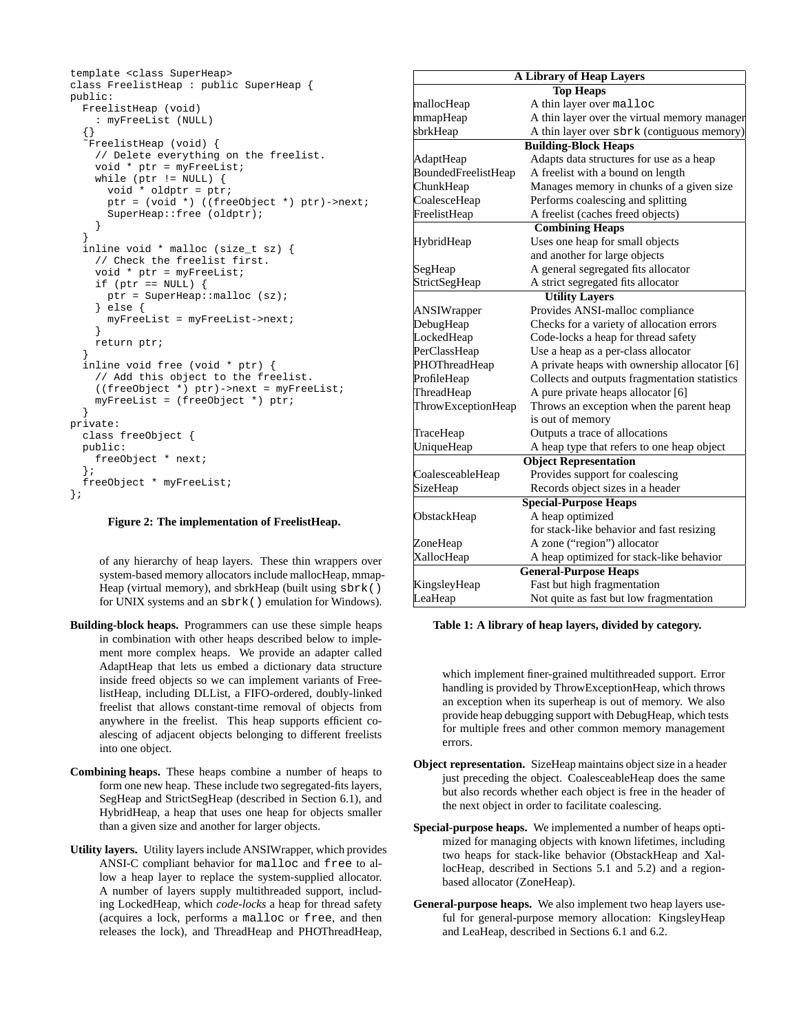```
template <class SuperHeap>
class FreelistHeap : public SuperHeap {
public:
  FreelistHeap (void)
    : myFreeList (NULL)
  {}
  ~FreelistHeap (void) {
    // Delete everything on the freelist.
    void * ptr = myFreeList;
    while (ptr != NULL) {
      void * oldptr = ptr;
      ptr = (void *) ((freeObject *) ptr)->next;
      SuperHeap::free (oldptr);
    }
  }
  inline void * malloc (size_t sz) {
    // Check the freelist first.
    void * ptr = myFreeList;
    if (ptr == NULL) {
      ptr = SuperHeap::malloc (sz);
    } else {
      myFreeList = myFreeList->next;
    }
    return ptr;
  }
  inline void free (void * ptr) {
    // Add this object to the freelist.
    ((freeObject *) ptr)->next = myFreeList;
    myFreeList = (freeObject *) ptr;
  }
private:
  class freeObject {
  public:
    freeObject * next;
  };
  freeObject * myFreeList;
};
```

**Figure 2: The implementation of FreelistHeap.**

of any hierarchy of heap layers. These thin wrappers over system-based memory allocators include mallocHeap, mmapHeap (virtual memory), and sbrkHeap (built using `sbrk()` for UNIX systems and an `sbrk()` emulation for Windows).

**Building-block heaps.** Programmers can use these simple heaps in combination with other heaps described below to implement more complex heaps. We provide an adapter called AdaptHeap that lets us embed a dictionary data structure inside freed objects so we can implement variants of FreelistHeap, including DLList, a FIFO-ordered, doubly-linked freelist that allows constant-time removal of objects from anywhere in the freelist. This heap supports efficient coalescing of adjacent objects belonging to different freelists into one object.

**Combining heaps.** These heaps combine a number of heaps to form one new heap. These include two segregated-fits layers, SegHeap and StrictSegHeap (described in Section 6.1), and HybridHeap, a heap that uses one heap for objects smaller than a given size and another for larger objects.

**Utility layers.** Utility layers include ANSIWrapper, which provides ANSI-C compliant behavior for `malloc` and `free` to allow a heap layer to replace the system-supplied allocator. A number of layers supply multithreaded support, including LockedHeap, which *code-locks* a heap for thread safety (acquires a lock, performs a `malloc` or `free`, and then releases the lock), and ThreadHeap and PHOThreadHeap,

| A Library of Heap Layers | |
|---|---|
| **Top Heaps** | |
| mallocHeap | A thin layer over `malloc` |
| mmapHeap | A thin layer over the virtual memory manager |
| sbrkHeap | A thin layer over `sbrk` (contiguous memory) |
| **Building-Block Heaps** | |
| AdaptHeap | Adapts data structures for use as a heap |
| BoundedFreelistHeap | A freelist with a bound on length |
| ChunkHeap | Manages memory in chunks of a given size |
| CoalesceHeap | Performs coalescing and splitting |
| FreelistHeap | A freelist (caches freed objects) |
| **Combining Heaps** | |
| HybridHeap | Uses one heap for small objects and another for large objects |
| SegHeap | A general segregated fits allocator |
| StrictSegHeap | A strict segregated fits allocator |
| **Utility Layers** | |
| ANSIWrapper | Provides ANSI-malloc compliance |
| DebugHeap | Checks for a variety of allocation errors |
| LockedHeap | Code-locks a heap for thread safety |
| PerClassHeap | Use a heap as a per-class allocator |
| PHOThreadHeap | A private heaps with ownership allocator [6] |
| ProfileHeap | Collects and outputs fragmentation statistics |
| ThreadHeap | A pure private heaps allocator [6] |
| ThrowExceptionHeap | Throws an exception when the parent heap is out of memory |
| TraceHeap | Outputs a trace of allocations |
| UniqueHeap | A heap type that refers to one heap object |
| **Object Representation** | |
| CoalesceableHeap | Provides support for coalescing |
| SizeHeap | Records object sizes in a header |
| **Special-Purpose Heaps** | |
| ObstackHeap | A heap optimized for stack-like behavior and fast resizing |
| ZoneHeap | A zone ("region") allocator |
| XallocHeap | A heap optimized for stack-like behavior |
| **General-Purpose Heaps** | |
| KingsleyHeap | Fast but high fragmentation |
| LeaHeap | Not quite as fast but low fragmentation |

**Table 1: A library of heap layers, divided by category.**

which implement finer-grained multithreaded support. Error handling is provided by ThrowExceptionHeap, which throws an exception when its superheap is out of memory. We also provide heap debugging support with DebugHeap, which tests for multiple frees and other common memory management errors.

**Object representation.** SizeHeap maintains object size in a header just preceding the object. CoalesceableHeap does the same but also records whether each object is free in the header of the next object in order to facilitate coalescing.

**Special-purpose heaps.** We implemented a number of heaps optimized for managing objects with known lifetimes, including two heaps for stack-like behavior (ObstackHeap and XallocHeap, described in Sections 5.1 and 5.2) and a region-based allocator (ZoneHeap).

**General-purpose heaps.** We also implement two heap layers useful for general-purpose memory allocation: KingsleyHeap and LeaHeap, described in Sections 6.1 and 6.2.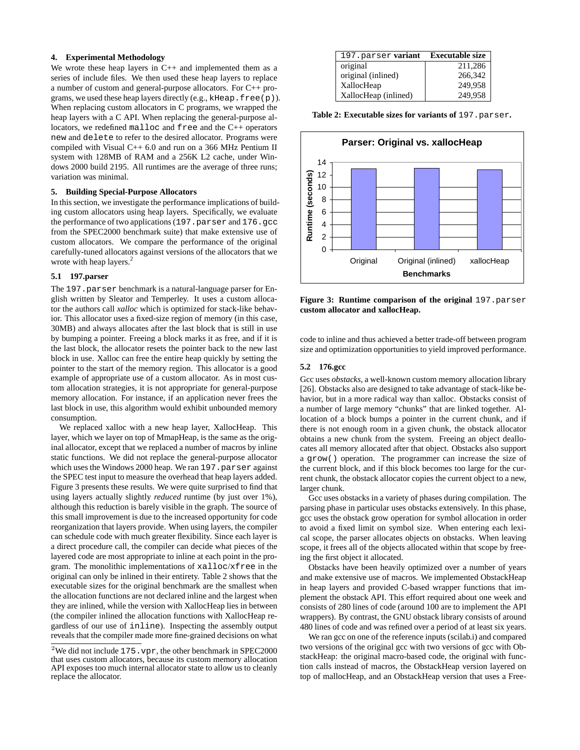## 4. Experimental Methodology

We wrote these heap layers in C++ and implemented them as a series of include files. We then used these heap layers to replace a number of custom and general-purpose allocators. For C++ programs, we used these heap layers directly (e.g., `kHeap.free(p)`). When replacing custom allocators in C programs, we wrapped the heap layers with a C API. When replacing the general-purpose allocators, we redefined `malloc` and `free` and the C++ operators `new` and `delete` to refer to the desired allocator. Programs were compiled with Visual C++ 6.0 and run on a 366 MHz Pentium II system with 128MB of RAM and a 256K L2 cache, under Windows 2000 build 2195. All runtimes are the average of three runs; variation was minimal.

## 5. Building Special-Purpose Allocators

In this section, we investigate the performance implications of building custom allocators using heap layers. Specifically, we evaluate the performance of two applications (`197.parser` and `176.gcc` from the SPEC2000 benchmark suite) that make extensive use of custom allocators. We compare the performance of the original carefully-tuned allocators against versions of the allocators that we wrote with heap layers.[2]

### 5.1 197.parser

The `197.parser` benchmark is a natural-language parser for English written by Sleator and Temperley. It uses a custom allocator the authors call *xalloc* which is optimized for stack-like behavior. This allocator uses a fixed-size region of memory (in this case, 30MB) and always allocates after the last block that is still in use by bumping a pointer. Freeing a block marks it as free, and if it is the last block, the allocator resets the pointer back to the new last block in use. Xalloc can free the entire heap quickly by setting the pointer to the start of the memory region. This allocator is a good example of appropriate use of a custom allocator. As in most custom allocation strategies, it is not appropriate for general-purpose memory allocation. For instance, if an application never frees the last block in use, this algorithm would exhibit unbounded memory consumption.

We replaced xalloc with a new heap layer, XallocHeap. This layer, which we layer on top of MmapHeap, is the same as the original allocator, except that we replaced a number of macros by inline static functions. We did not replace the general-purpose allocator which uses the Windows 2000 heap. We ran `197.parser` against the SPEC test input to measure the overhead that heap layers added. Figure 3 presents these results. We were quite surprised to find that using layers actually slightly *reduced* runtime (by just over 1%), although this reduction is barely visible in the graph. The source of this small improvement is due to the increased opportunity for code reorganization that layers provide. When using layers, the compiler can schedule code with much greater flexibility. Since each layer is a direct procedure call, the compiler can decide what pieces of the layered code are most appropriate to inline at each point in the program. The monolithic implementations of `xalloc`/`xfree` in the original can only be inlined in their entirety. Table 2 shows that the executable sizes for the original benchmark are the smallest when the allocation functions are not declared inline and the largest when they are inlined, while the version with XallocHeap lies in between (the compiler inlined the allocation functions with XallocHeap regardless of our use of `inline`). Inspecting the assembly output reveals that the compiler made more fine-grained decisions on what code to inline and thus achieved a better trade-off between program size and optimization opportunities to yield improved performance.

| `197.parser` **variant** | **Executable size** |
|---|---|
| original | 211,286 |
| original (inlined) | 266,342 |
| XallocHeap | 249,958 |
| XallocHeap (inlined) | 249,958 |

**Table 2: Executable sizes for variants of `197.parser`.**

Parser: Original vs. xallocHeap

Runtime (seconds)

0
2
4
6
8
10
12
14

Original
Original (inlined)
xallocHeap

Benchmarks

**Figure 3: Runtime comparison of the original `197.parser` custom allocator and xallocHeap.**

### 5.2 176.gcc

Gcc uses *obstacks*, a well-known custom memory allocation library [26]. Obstacks also are designed to take advantage of stack-like behavior, but in a more radical way than xalloc. Obstacks consist of a number of large memory "chunks" that are linked together. Allocation of a block bumps a pointer in the current chunk, and if there is not enough room in a given chunk, the obstack allocator obtains a new chunk from the system. Freeing an object deallocates all memory allocated after that object. Obstacks also support a `grow()` operation. The programmer can increase the size of the current block, and if this block becomes too large for the current chunk, the obstack allocator copies the current object to a new, larger chunk.

Gcc uses obstacks in a variety of phases during compilation. The parsing phase in particular uses obstacks extensively. In this phase, gcc uses the obstack grow operation for symbol allocation in order to avoid a fixed limit on symbol size. When entering each lexical scope, the parser allocates objects on obstacks. When leaving scope, it frees all of the objects allocated within that scope by freeing the first object it allocated.

Obstacks have been heavily optimized over a number of years and make extensive use of macros. We implemented ObstackHeap in heap layers and provided C-based wrapper functions that implement the obstack API. This effort required about one week and consists of 280 lines of code (around 100 are to implement the API wrappers). By contrast, the GNU obstack library consists of around 480 lines of code and was refined over a period of at least six years.

We ran gcc on one of the reference inputs (scilab.i) and compared two versions of the original gcc with two versions of gcc with ObstackHeap: the original macro-based code, the original with function calls instead of macros, the ObstackHeap version layered on top of mallocHeap, and an ObstackHeap version that uses a Free-

[2] We did not include `175.vpr`, the other benchmark in SPEC2000 that uses custom allocators, because its custom memory allocation API exposes too much internal allocator state to allow us to cleanly replace the allocator.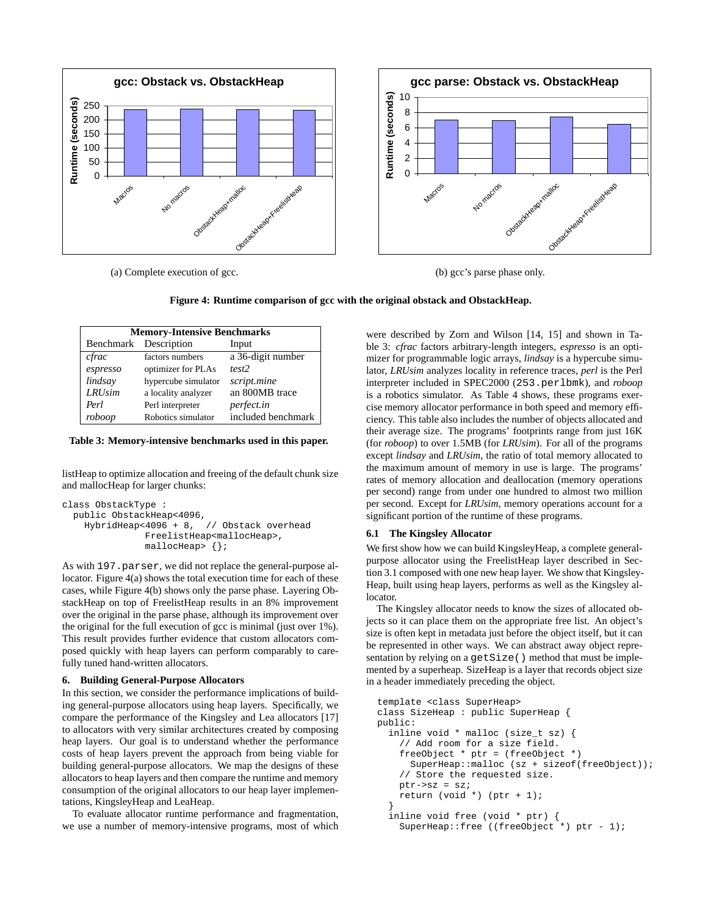gcc: Obstack vs. ObstackHeap

Runtime (seconds)

250
200
150
100
50
0

Macros
No macros
ObstackHeap+malloc
ObstackHeap+FreelistHeap

(a) Complete execution of gcc.

gcc parse: Obstack vs. ObstackHeap

Runtime (seconds)

10
8
6
4
2
0

Macros
No macros
ObstackHeap+malloc
ObstackHeap+FreelistHeap

(b) gcc's parse phase only.

**Figure 4: Runtime comparison of gcc with the original obstack and ObstackHeap.**

| Memory-Intensive Benchmarks | | |
|---|---|---|
| Benchmark | Description | Input |
| *cfrac* | factors numbers | a 36-digit number |
| *espresso* | optimizer for PLAs | *test2* |
| *lindsay* | hypercube simulator | *script.mine* |
| *LRUsim* | a locality analyzer | an 800MB trace |
| *Perl* | Perl interpreter | *perfect.in* |
| *roboop* | Robotics simulator | included benchmark |

**Table 3: Memory-intensive benchmarks used in this paper.**

listHeap to optimize allocation and freeing of the default chunk size and mallocHeap for larger chunks:

```
class ObstackType :
  public ObstackHeap<4096,
    HybridHeap<4096 + 8,  // Obstack overhead
              FreelistHeap<mallocHeap>,
              mallocHeap> {};
```

As with `197.parser`, we did not replace the general-purpose allocator. Figure 4(a) shows the total execution time for each of these cases, while Figure 4(b) shows only the parse phase. Layering ObstackHeap on top of FreelistHeap results in an 8% improvement over the original in the parse phase, although its improvement over the original for the full execution of gcc is minimal (just over 1%). This result provides further evidence that custom allocators composed quickly with heap layers can perform comparably to carefully tuned hand-written allocators.

## 6. Building General-Purpose Allocators

In this section, we consider the performance implications of building general-purpose allocators using heap layers. Specifically, we compare the performance of the Kingsley and Lea allocators [17] to allocators with very similar architectures created by composing heap layers. Our goal is to understand whether the performance costs of heap layers prevent the approach from being viable for building general-purpose allocators. We map the designs of these allocators to heap layers and then compare the runtime and memory consumption of the original allocators to our heap layer implementations, KingsleyHeap and LeaHeap.

To evaluate allocator runtime performance and fragmentation, we use a number of memory-intensive programs, most of which were described by Zorn and Wilson [14, 15] and shown in Table 3: *cfrac* factors arbitrary-length integers, *espresso* is an optimizer for programmable logic arrays, *lindsay* is a hypercube simulator, *LRUsim* analyzes locality in reference traces, *perl* is the Perl interpreter included in SPEC2000 (`253.perlbmk`), and *roboop* is a robotics simulator. As Table 4 shows, these programs exercise memory allocator performance in both speed and memory efficiency. This table also includes the number of objects allocated and their average size. The programs' footprints range from just 16K (for *roboop*) to over 1.5MB (for *LRUsim*). For all of the programs except *lindsay* and *LRUsim*, the ratio of total memory allocated to the maximum amount of memory in use is large. The programs' rates of memory allocation and deallocation (memory operations per second) range from under one hundred to almost two million per second. Except for *LRUsim*, memory operations account for a significant portion of the runtime of these programs.

### 6.1 The Kingsley Allocator

We first show how we can build KingsleyHeap, a complete general-purpose allocator using the FreelistHeap layer described in Section 3.1 composed with one new heap layer. We show that KingsleyHeap, built using heap layers, performs as well as the Kingsley allocator.

The Kingsley allocator needs to know the sizes of allocated objects so it can place them on the appropriate free list. An object's size is often kept in metadata just before the object itself, but it can be represented in other ways. We can abstract away object representation by relying on a `getSize()` method that must be implemented by a superheap. SizeHeap is a layer that records object size in a header immediately preceding the object.

```
template <class SuperHeap>
class SizeHeap : public SuperHeap {
public:
  inline void * malloc (size_t sz) {
    // Add room for a size field.
    freeObject * ptr = (freeObject *)
      SuperHeap::malloc (sz + sizeof(freeObject));
    // Store the requested size.
    ptr->sz = sz;
    return (void *) (ptr + 1);
  }
  inline void free (void * ptr) {
    SuperHeap::free ((freeObject *) ptr - 1);
```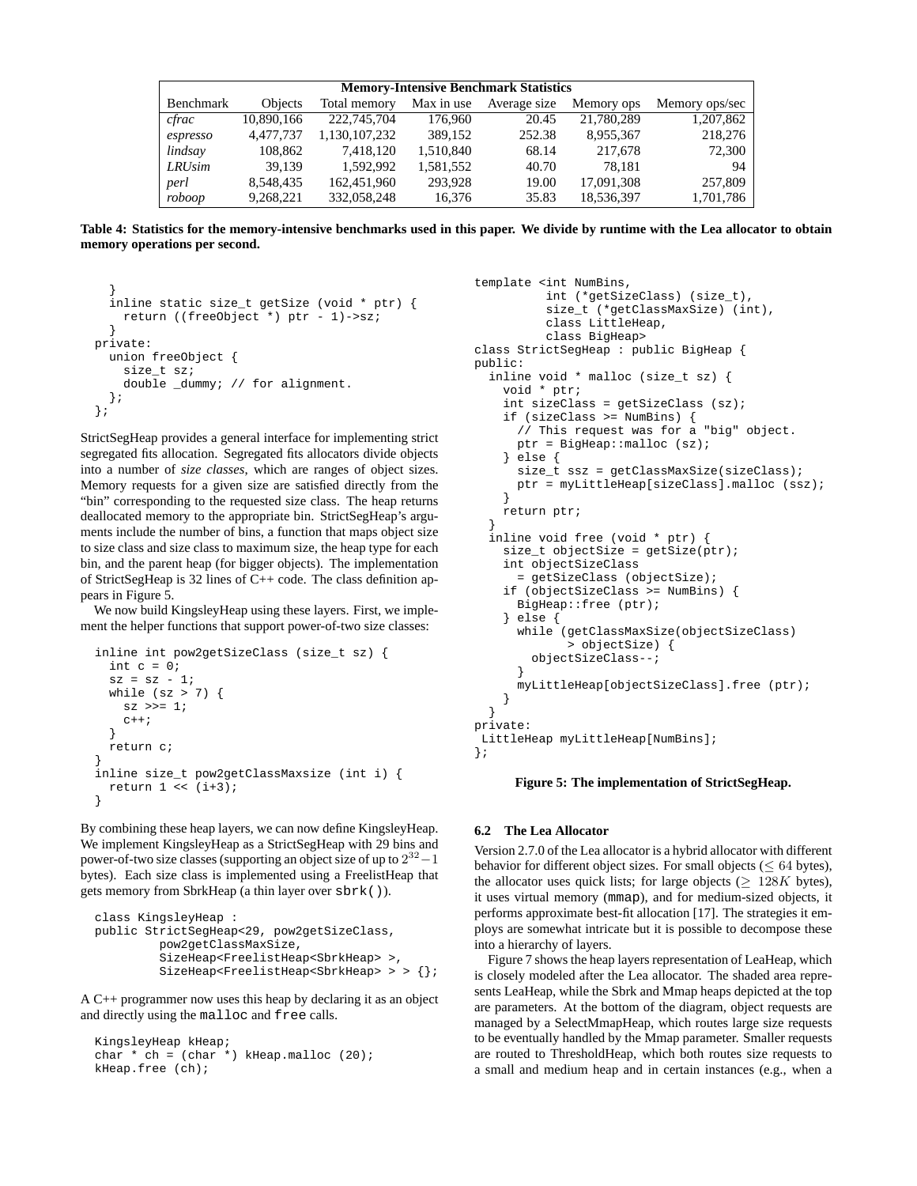| Memory-Intensive Benchmark Statistics | | | | | | |
|---|---|---|---|---|---|---|
| Benchmark | Objects | Total memory | Max in use | Average size | Memory ops | Memory ops/sec |
| *cfrac* | 10,890,166 | 222,745,704 | 176,960 | 20.45 | 21,780,289 | 1,207,862 |
| *espresso* | 4,477,737 | 1,130,107,232 | 389,152 | 252.38 | 8,955,367 | 218,276 |
| *lindsay* | 108,862 | 7,418,120 | 1,510,840 | 68.14 | 217,678 | 72,300 |
| *LRUsim* | 39,139 | 1,592,992 | 1,581,552 | 40.70 | 78,181 | 94 |
| *perl* | 8,548,435 | 162,451,960 | 293,928 | 19.00 | 17,091,308 | 257,809 |
| *roboop* | 9,268,221 | 332,058,248 | 16,376 | 35.83 | 18,536,397 | 1,701,786 |

**Table 4: Statistics for the memory-intensive benchmarks used in this paper. We divide by runtime with the Lea allocator to obtain memory operations per second.**

```
  }
  inline static size_t getSize (void * ptr) {
    return ((freeObject *) ptr - 1)->sz;
  }
private:
  union freeObject {
    size_t sz;
    double _dummy; // for alignment.
  };
};
```

StrictSegHeap provides a general interface for implementing strict segregated fits allocation. Segregated fits allocators divide objects into a number of *size classes*, which are ranges of object sizes. Memory requests for a given size are satisfied directly from the “bin” corresponding to the requested size class. The heap returns deallocated memory to the appropriate bin. StrictSegHeap’s arguments include the number of bins, a function that maps object size to size class and size class to maximum size, the heap type for each bin, and the parent heap (for bigger objects). The implementation of StrictSegHeap is 32 lines of C++ code. The class definition appears in Figure 5.

We now build KingsleyHeap using these layers. First, we implement the helper functions that support power-of-two size classes:

```
inline int pow2getSizeClass (size_t sz) {
  int c = 0;
  sz = sz - 1;
  while (sz > 7) {
    sz >>= 1;
    c++;
  }
  return c;
}
inline size_t pow2getClassMaxsize (int i) {
  return 1 << (i+3);
}
```

By combining these heap layers, we can now define KingsleyHeap. We implement KingsleyHeap as a StrictSegHeap with 29 bins and power-of-two size classes (supporting an object size of up to $2^{32}-1$ bytes). Each size class is implemented using a FreelistHeap that gets memory from SbrkHeap (a thin layer over `sbrk()`).

```
class KingsleyHeap :
public StrictSegHeap<29, pow2getSizeClass,
         pow2getClassMaxSize,
         SizeHeap<FreelistHeap<SbrkHeap> >,
         SizeHeap<FreelistHeap<SbrkHeap> > > {};
```

A C++ programmer now uses this heap by declaring it as an object and directly using the `malloc` and `free` calls.

```
KingsleyHeap kHeap;
char * ch = (char *) kHeap.malloc (20);
kHeap.free (ch);
```

```
template <int NumBins,
          int (*getSizeClass) (size_t),
          size_t (*getClassMaxSize) (int),
          class LittleHeap,
          class BigHeap>
class StrictSegHeap : public BigHeap {
public:
  inline void * malloc (size_t sz) {
    void * ptr;
    int sizeClass = getSizeClass (sz);
    if (sizeClass >= NumBins) {
      // This request was for a "big" object.
      ptr = BigHeap::malloc (sz);
    } else {
      size_t ssz = getClassMaxSize(sizeClass);
      ptr = myLittleHeap[sizeClass].malloc (ssz);
    }
    return ptr;
  }
  inline void free (void * ptr) {
    size_t objectSize = getSize(ptr);
    int objectSizeClass
      = getSizeClass (objectSize);
    if (objectSizeClass >= NumBins) {
      BigHeap::free (ptr);
    } else {
      while (getClassMaxSize(objectSizeClass)
             > objectSize) {
        objectSizeClass--;
      }
      myLittleHeap[objectSizeClass].free (ptr);
    }
  }
private:
 LittleHeap myLittleHeap[NumBins];
};
```

**Figure 5: The implementation of StrictSegHeap.**

### 6.2 The Lea Allocator

Version 2.7.0 of the Lea allocator is a hybrid allocator with different behavior for different object sizes. For small objects ($\leq 64$ bytes), the allocator uses quick lists; for large objects ($\geq 128K$ bytes), it uses virtual memory (`mmap`), and for medium-sized objects, it performs approximate best-fit allocation [17]. The strategies it employs are somewhat intricate but it is possible to decompose these into a hierarchy of layers.

Figure 7 shows the heap layers representation of LeaHeap, which is closely modeled after the Lea allocator. The shaded area represents LeaHeap, while the Sbrk and Mmap heaps depicted at the top are parameters. At the bottom of the diagram, object requests are managed by a SelectMmapHeap, which routes large size requests to be eventually handled by the Mmap parameter. Smaller requests are routed to ThresholdHeap, which both routes size requests to a small and medium heap and in certain instances (e.g., when a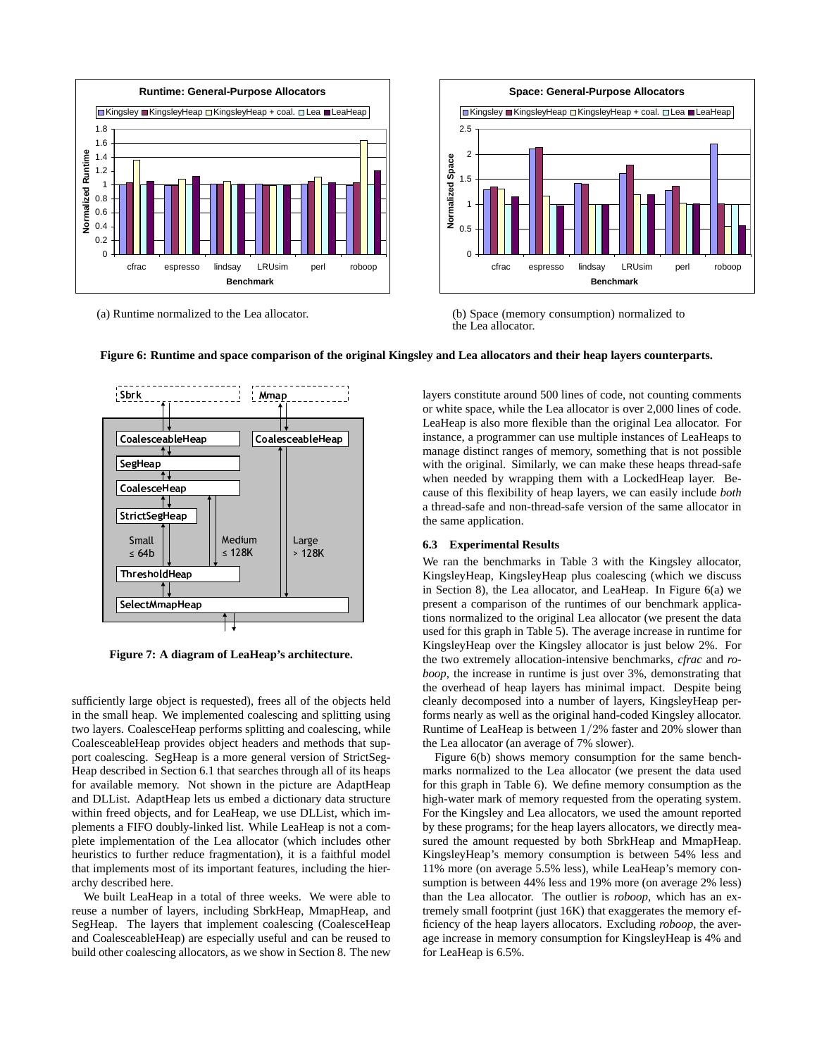Runtime: General-Purpose Allocators

Kingsley, KingsleyHeap, KingsleyHeap + coal., Lea, LeaHeap

Normalized Runtime

0, 0.2, 0.4, 0.6, 0.8, 1, 1.2, 1.4, 1.6, 1.8

cfrac, espresso, lindsay, LRUsim, perl, roboop

Benchmark

(a) Runtime normalized to the Lea allocator.

Space: General-Purpose Allocators

Kingsley, KingsleyHeap, KingsleyHeap + coal., Lea, LeaHeap

Normalized Space

0, 0.5, 1, 1.5, 2, 2.5

cfrac, espresso, lindsay, LRUsim, perl, roboop

Benchmark

(b) Space (memory consumption) normalized to the Lea allocator.

**Figure 6: Runtime and space comparison of the original Kingsley and Lea allocators and their heap layers counterparts.**

Sbrk, Mmap

CoalesceableHeap, CoalesceableHeap

SegHeap

CoalesceHeap

StrictSegHeap

Small ≤ 64b

Medium ≤ 128K

Large > 128K

ThresholdHeap

SelectMmapHeap

**Figure 7: A diagram of LeaHeap's architecture.**

sufficiently large object is requested), frees all of the objects held in the small heap. We implemented coalescing and splitting using two layers. CoalesceHeap performs splitting and coalescing, while CoalesceableHeap provides object headers and methods that support coalescing. SegHeap is a more general version of StrictSegHeap described in Section 6.1 that searches through all of its heaps for available memory. Not shown in the picture are AdaptHeap and DLList. AdaptHeap lets us embed a dictionary data structure within freed objects, and for LeaHeap, we use DLList, which implements a FIFO doubly-linked list. While LeaHeap is not a complete implementation of the Lea allocator (which includes other heuristics to further reduce fragmentation), it is a faithful model that implements most of its important features, including the hierarchy described here.

We built LeaHeap in a total of three weeks. We were able to reuse a number of layers, including SbrkHeap, MmapHeap, and SegHeap. The layers that implement coalescing (CoalesceHeap and CoalesceableHeap) are especially useful and can be reused to build other coalescing allocators, as we show in Section 8. The new layers constitute around 500 lines of code, not counting comments or white space, while the Lea allocator is over 2,000 lines of code. LeaHeap is also more flexible than the original Lea allocator. For instance, a programmer can use multiple instances of LeaHeaps to manage distinct ranges of memory, something that is not possible with the original. Similarly, we can make these heaps thread-safe when needed by wrapping them with a LockedHeap layer. Because of this flexibility of heap layers, we can easily include *both* a thread-safe and non-thread-safe version of the same allocator in the same application.

### 6.3 Experimental Results

We ran the benchmarks in Table 3 with the Kingsley allocator, KingsleyHeap, KingsleyHeap plus coalescing (which we discuss in Section 8), the Lea allocator, and LeaHeap. In Figure 6(a) we present a comparison of the runtimes of our benchmark applications normalized to the original Lea allocator (we present the data used for this graph in Table 5). The average increase in runtime for KingsleyHeap over the Kingsley allocator is just below 2%. For the two extremely allocation-intensive benchmarks, *cfrac* and *roboop*, the increase in runtime is just over 3%, demonstrating that the overhead of heap layers has minimal impact. Despite being cleanly decomposed into a number of layers, KingsleyHeap performs nearly as well as the original hand-coded Kingsley allocator. Runtime of LeaHeap is between $1/2$% faster and 20% slower than the Lea allocator (an average of 7% slower).

Figure 6(b) shows memory consumption for the same benchmarks normalized to the Lea allocator (we present the data used for this graph in Table 6). We define memory consumption as the high-water mark of memory requested from the operating system. For the Kingsley and Lea allocators, we used the amount reported by these programs; for the heap layers allocators, we directly measured the amount requested by both SbrkHeap and MmapHeap. KingsleyHeap's memory consumption is between 54% less and 11% more (on average 5.5% less), while LeaHeap's memory consumption is between 44% less and 19% more (on average 2% less) than the Lea allocator. The outlier is *roboop*, which has an extremely small footprint (just 16K) that exaggerates the memory efficiency of the heap layers allocators. Excluding *roboop*, the average increase in memory consumption for KingsleyHeap is 4% and for LeaHeap is 6.5%.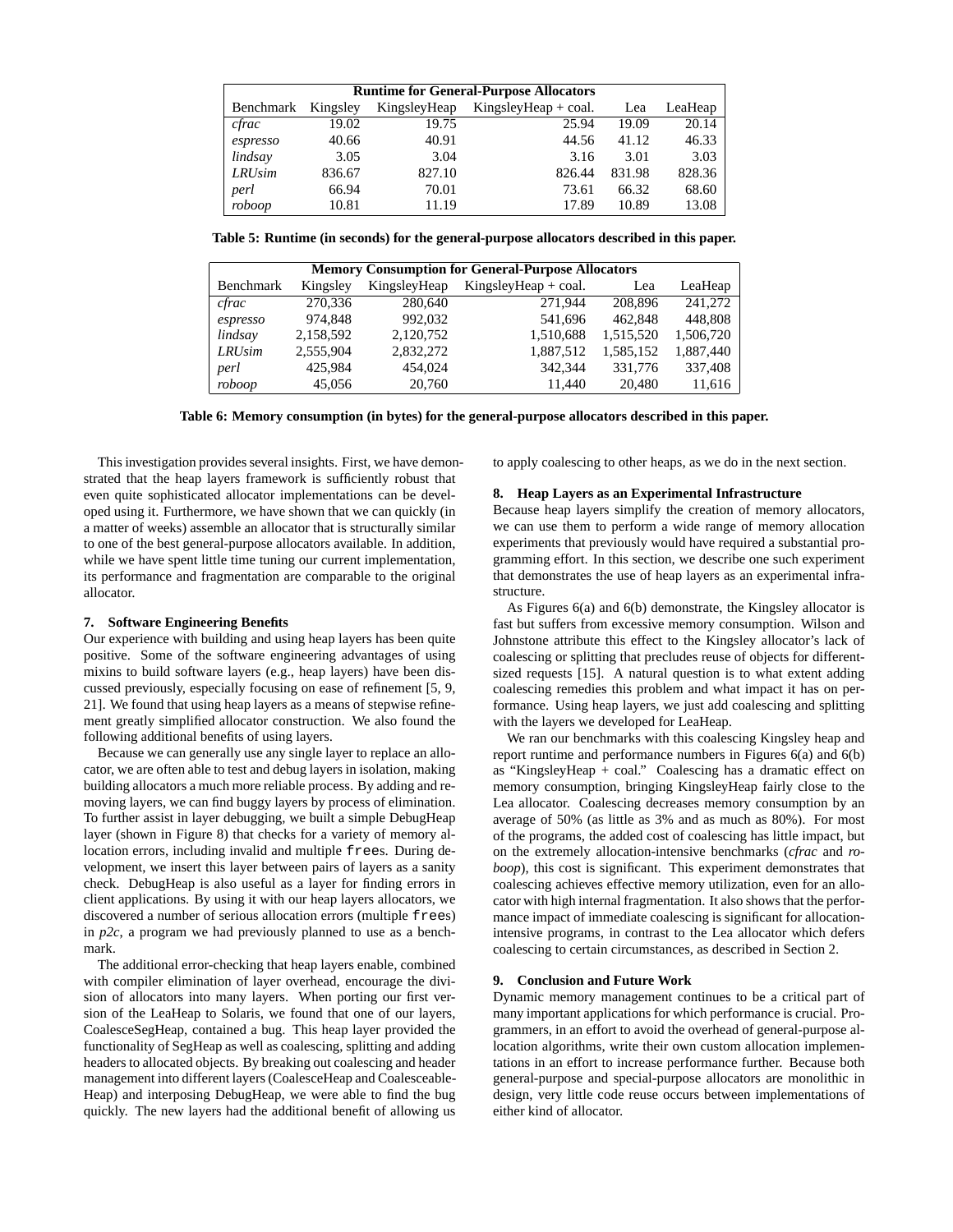| Runtime for General-Purpose Allocators | | | | | |
|---|---|---|---|---|---|
| Benchmark | Kingsley | KingsleyHeap | KingsleyHeap + coal. | Lea | LeaHeap |
| *cfrac* | 19.02 | 19.75 | 25.94 | 19.09 | 20.14 |
| *espresso* | 40.66 | 40.91 | 44.56 | 41.12 | 46.33 |
| *lindsay* | 3.05 | 3.04 | 3.16 | 3.01 | 3.03 |
| *LRUsim* | 836.67 | 827.10 | 826.44 | 831.98 | 828.36 |
| *perl* | 66.94 | 70.01 | 73.61 | 66.32 | 68.60 |
| *roboop* | 10.81 | 11.19 | 17.89 | 10.89 | 13.08 |

**Table 5: Runtime (in seconds) for the general-purpose allocators described in this paper.**

| Memory Consumption for General-Purpose Allocators | | | | | |
|---|---|---|---|---|---|
| Benchmark | Kingsley | KingsleyHeap | KingsleyHeap + coal. | Lea | LeaHeap |
| *cfrac* | 270,336 | 280,640 | 271,944 | 208,896 | 241,272 |
| *espresso* | 974,848 | 992,032 | 541,696 | 462,848 | 448,808 |
| *lindsay* | 2,158,592 | 2,120,752 | 1,510,688 | 1,515,520 | 1,506,720 |
| *LRUsim* | 2,555,904 | 2,832,272 | 1,887,512 | 1,585,152 | 1,887,440 |
| *perl* | 425,984 | 454,024 | 342,344 | 331,776 | 337,408 |
| *roboop* | 45,056 | 20,760 | 11,440 | 20,480 | 11,616 |

**Table 6: Memory consumption (in bytes) for the general-purpose allocators described in this paper.**

This investigation provides several insights. First, we have demonstrated that the heap layers framework is sufficiently robust that even quite sophisticated allocator implementations can be developed using it. Furthermore, we have shown that we can quickly (in a matter of weeks) assemble an allocator that is structurally similar to one of the best general-purpose allocators available. In addition, while we have spent little time tuning our current implementation, its performance and fragmentation are comparable to the original allocator.

## 7. Software Engineering Benefits

Our experience with building and using heap layers has been quite positive. Some of the software engineering advantages of using mixins to build software layers (e.g., heap layers) have been discussed previously, especially focusing on ease of refinement [5, 9, 21]. We found that using heap layers as a means of stepwise refinement greatly simplified allocator construction. We also found the following additional benefits of using layers.

Because we can generally use any single layer to replace an allocator, we are often able to test and debug layers in isolation, making building allocators a much more reliable process. By adding and removing layers, we can find buggy layers by process of elimination. To further assist in layer debugging, we built a simple DebugHeap layer (shown in Figure 8) that checks for a variety of memory allocation errors, including invalid and multiple `free`s. During development, we insert this layer between pairs of layers as a sanity check. DebugHeap is also useful as a layer for finding errors in client applications. By using it with our heap layers allocators, we discovered a number of serious allocation errors (multiple `free`s) in *p2c*, a program we had previously planned to use as a benchmark.

The additional error-checking that heap layers enable, combined with compiler elimination of layer overhead, encourage the division of allocators into many layers. When porting our first version of the LeaHeap to Solaris, we found that one of our layers, CoalesceSegHeap, contained a bug. This heap layer provided the functionality of SegHeap as well as coalescing, splitting and adding headers to allocated objects. By breaking out coalescing and header management into different layers (CoalesceHeap and CoalesceableHeap) and interposing DebugHeap, we were able to find the bug quickly. The new layers had the additional benefit of allowing us to apply coalescing to other heaps, as we do in the next section.

## 8. Heap Layers as an Experimental Infrastructure

Because heap layers simplify the creation of memory allocators, we can use them to perform a wide range of memory allocation experiments that previously would have required a substantial programming effort. In this section, we describe one such experiment that demonstrates the use of heap layers as an experimental infrastructure.

As Figures 6(a) and 6(b) demonstrate, the Kingsley allocator is fast but suffers from excessive memory consumption. Wilson and Johnstone attribute this effect to the Kingsley allocator's lack of coalescing or splitting that precludes reuse of objects for different-sized requests [15]. A natural question is to what extent adding coalescing remedies this problem and what impact it has on performance. Using heap layers, we just add coalescing and splitting with the layers we developed for LeaHeap.

We ran our benchmarks with this coalescing Kingsley heap and report runtime and performance numbers in Figures 6(a) and 6(b) as "KingsleyHeap + coal." Coalescing has a dramatic effect on memory consumption, bringing KingsleyHeap fairly close to the Lea allocator. Coalescing decreases memory consumption by an average of 50% (as little as 3% and as much as 80%). For most of the programs, the added cost of coalescing has little impact, but on the extremely allocation-intensive benchmarks (*cfrac* and *roboop*), this cost is significant. This experiment demonstrates that coalescing achieves effective memory utilization, even for an allocator with high internal fragmentation. It also shows that the performance impact of immediate coalescing is significant for allocation-intensive programs, in contrast to the Lea allocator which defers coalescing to certain circumstances, as described in Section 2.

## 9. Conclusion and Future Work

Dynamic memory management continues to be a critical part of many important applications for which performance is crucial. Programmers, in an effort to avoid the overhead of general-purpose allocation algorithms, write their own custom allocation implementations in an effort to increase performance further. Because both general-purpose and special-purpose allocators are monolithic in design, very little code reuse occurs between implementations of either kind of allocator.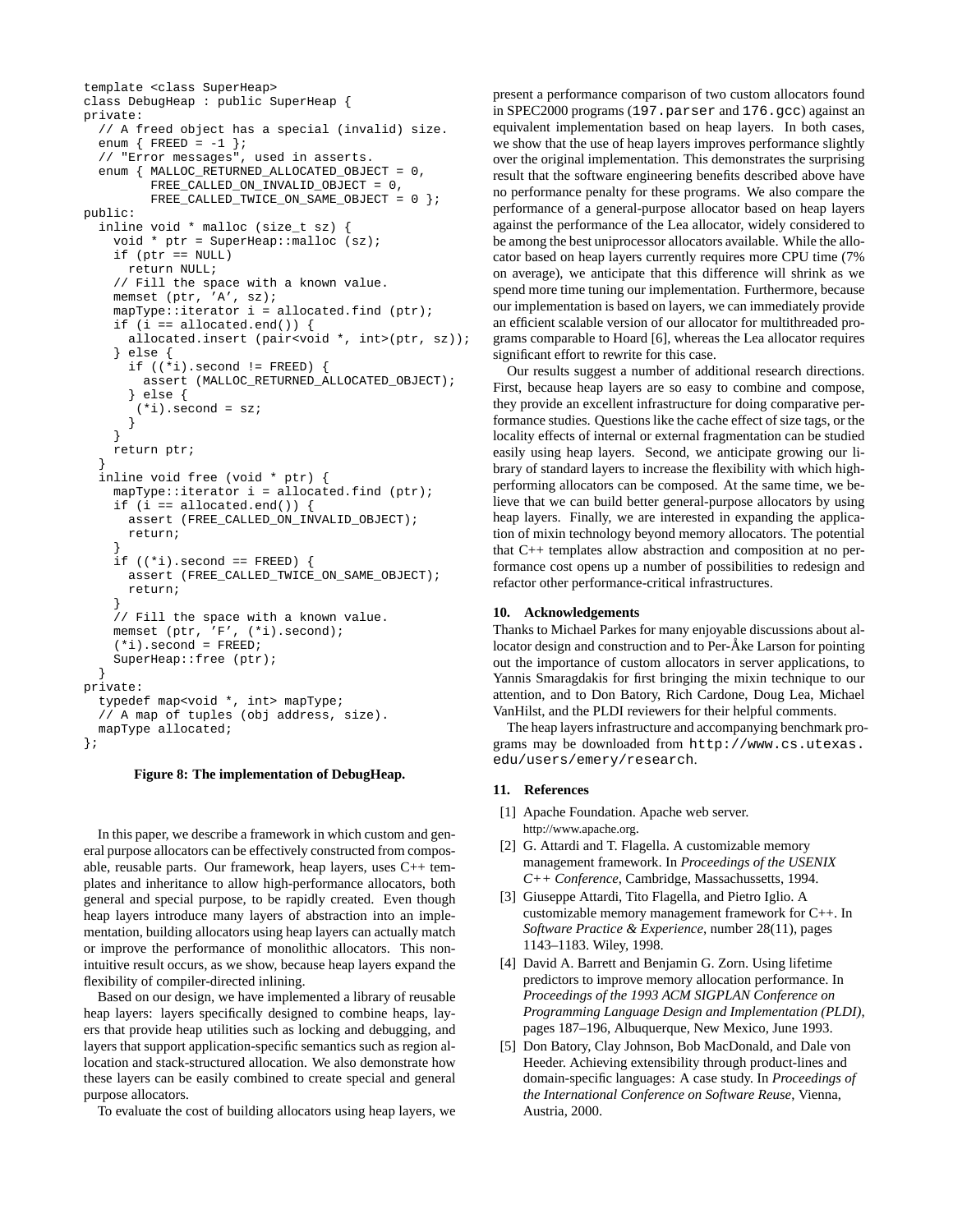```cpp
template <class SuperHeap>
class DebugHeap : public SuperHeap {
private:
  // A freed object has a special (invalid) size.
  enum { FREED = -1 };
  // "Error messages", used in asserts.
  enum { MALLOC_RETURNED_ALLOCATED_OBJECT = 0,
         FREE_CALLED_ON_INVALID_OBJECT = 0,
         FREE_CALLED_TWICE_ON_SAME_OBJECT = 0 };
public:
  inline void * malloc (size_t sz) {
    void * ptr = SuperHeap::malloc (sz);
    if (ptr == NULL)
      return NULL;
    // Fill the space with a known value.
    memset (ptr, 'A', sz);
    mapType::iterator i = allocated.find (ptr);
    if (i == allocated.end()) {
      allocated.insert (pair<void *, int>(ptr, sz));
    } else {
      if ((*i).second != FREED) {
        assert (MALLOC_RETURNED_ALLOCATED_OBJECT);
      } else {
       (*i).second = sz;
      }
    }
    return ptr;
  }
  inline void free (void * ptr) {
    mapType::iterator i = allocated.find (ptr);
    if (i == allocated.end()) {
      assert (FREE_CALLED_ON_INVALID_OBJECT);
      return;
    }
    if ((*i).second == FREED) {
      assert (FREE_CALLED_TWICE_ON_SAME_OBJECT);
      return;
    }
    // Fill the space with a known value.
    memset (ptr, 'F', (*i).second);
    (*i).second = FREED;
    SuperHeap::free (ptr);
  }
private:
  typedef map<void *, int> mapType;
  // A map of tuples (obj address, size).
  mapType allocated;
};
```

**Figure 8: The implementation of DebugHeap.**

In this paper, we describe a framework in which custom and general purpose allocators can be effectively constructed from composable, reusable parts. Our framework, heap layers, uses C++ templates and inheritance to allow high-performance allocators, both general and special purpose, to be rapidly created. Even though heap layers introduce many layers of abstraction into an implementation, building allocators using heap layers can actually match or improve the performance of monolithic allocators. This non-intuitive result occurs, as we show, because heap layers expand the flexibility of compiler-directed inlining.

Based on our design, we have implemented a library of reusable heap layers: layers specifically designed to combine heaps, layers that provide heap utilities such as locking and debugging, and layers that support application-specific semantics such as region allocation and stack-structured allocation. We also demonstrate how these layers can be easily combined to create special and general purpose allocators.

To evaluate the cost of building allocators using heap layers, we present a performance comparison of two custom allocators found in SPEC2000 programs (`197.parser` and `176.gcc`) against an equivalent implementation based on heap layers. In both cases, we show that the use of heap layers improves performance slightly over the original implementation. This demonstrates the surprising result that the software engineering benefits described above have no performance penalty for these programs. We also compare the performance of a general-purpose allocator based on heap layers against the performance of the Lea allocator, widely considered to be among the best uniprocessor allocators available. While the allocator based on heap layers currently requires more CPU time (7% on average), we anticipate that this difference will shrink as we spend more time tuning our implementation. Furthermore, because our implementation is based on layers, we can immediately provide an efficient scalable version of our allocator for multithreaded programs comparable to Hoard [6], whereas the Lea allocator requires significant effort to rewrite for this case.

Our results suggest a number of additional research directions. First, because heap layers are so easy to combine and compose, they provide an excellent infrastructure for doing comparative performance studies. Questions like the cache effect of size tags, or the locality effects of internal or external fragmentation can be studied easily using heap layers. Second, we anticipate growing our library of standard layers to increase the flexibility with which high-performing allocators can be composed. At the same time, we believe that we can build better general-purpose allocators by using heap layers. Finally, we are interested in expanding the application of mixin technology beyond memory allocators. The potential that C++ templates allow abstraction and composition at no performance cost opens up a number of possibilities to redesign and refactor other performance-critical infrastructures.

## 10. Acknowledgements

Thanks to Michael Parkes for many enjoyable discussions about allocator design and construction and to Per-Åke Larson for pointing out the importance of custom allocators in server applications, to Yannis Smaragdakis for first bringing the mixin technique to our attention, and to Don Batory, Rich Cardone, Doug Lea, Michael VanHilst, and the PLDI reviewers for their helpful comments.

The heap layers infrastructure and accompanying benchmark programs may be downloaded from `http://www.cs.utexas.edu/users/emery/research`.

## 11. References

[1] Apache Foundation. Apache web server. http://www.apache.org.

[2] G. Attardi and T. Flagella. A customizable memory management framework. In *Proceedings of the USENIX C++ Conference*, Cambridge, Massachussetts, 1994.

[3] Giuseppe Attardi, Tito Flagella, and Pietro Iglio. A customizable memory management framework for C++. In *Software Practice & Experience*, number 28(11), pages 1143–1183. Wiley, 1998.

[4] David A. Barrett and Benjamin G. Zorn. Using lifetime predictors to improve memory allocation performance. In *Proceedings of the 1993 ACM SIGPLAN Conference on Programming Language Design and Implementation (PLDI)*, pages 187–196, Albuquerque, New Mexico, June 1993.

[5] Don Batory, Clay Johnson, Bob MacDonald, and Dale von Heeder. Achieving extensibility through product-lines and domain-specific languages: A case study. In *Proceedings of the International Conference on Software Reuse*, Vienna, Austria, 2000.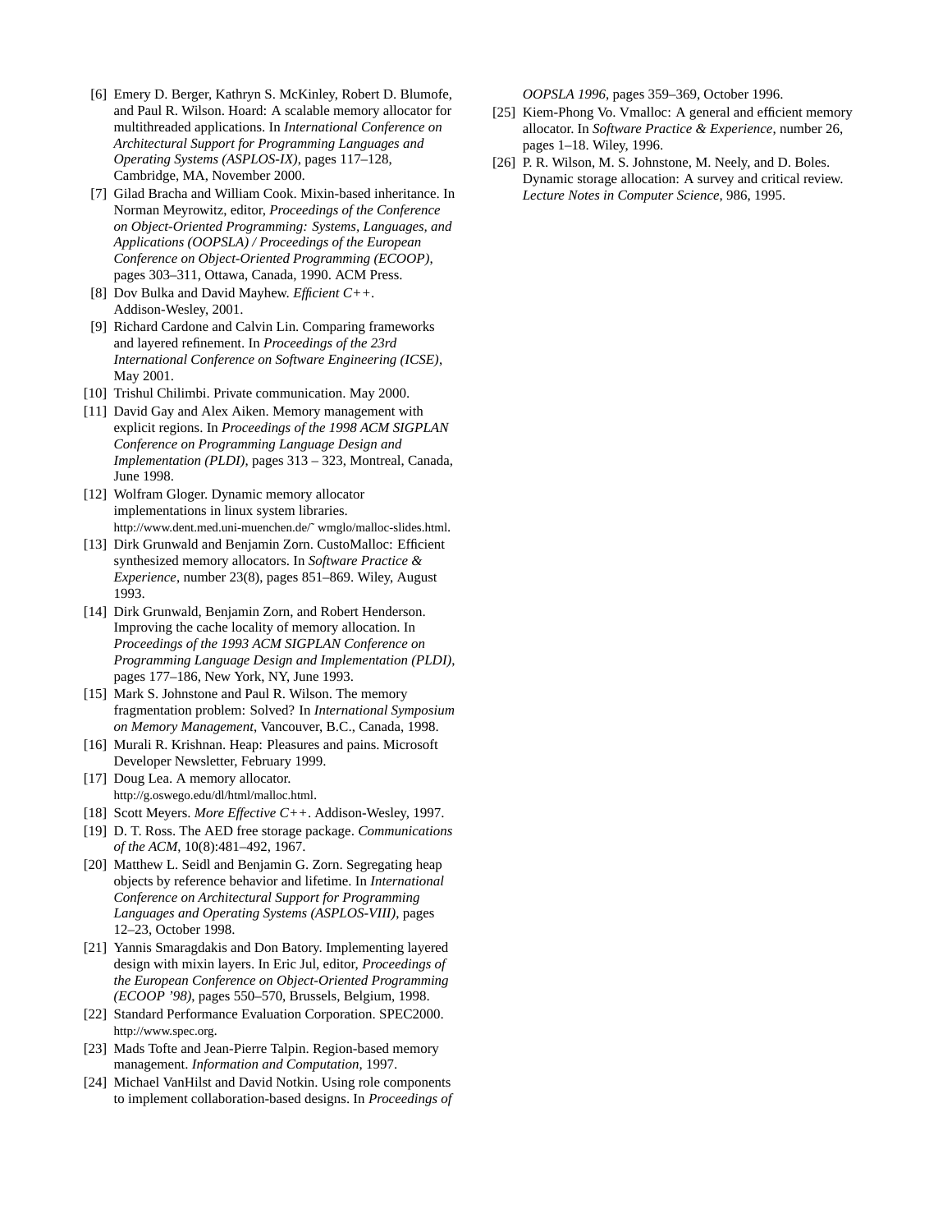[6] Emery D. Berger, Kathryn S. McKinley, Robert D. Blumofe, and Paul R. Wilson. Hoard: A scalable memory allocator for multithreaded applications. In *International Conference on Architectural Support for Programming Languages and Operating Systems (ASPLOS-IX)*, pages 117–128, Cambridge, MA, November 2000.

[7] Gilad Bracha and William Cook. Mixin-based inheritance. In Norman Meyrowitz, editor, *Proceedings of the Conference on Object-Oriented Programming: Systems, Languages, and Applications (OOPSLA) / Proceedings of the European Conference on Object-Oriented Programming (ECOOP)*, pages 303–311, Ottawa, Canada, 1990. ACM Press.

[8] Dov Bulka and David Mayhew. *Efficient C++*. Addison-Wesley, 2001.

[9] Richard Cardone and Calvin Lin. Comparing frameworks and layered refinement. In *Proceedings of the 23rd International Conference on Software Engineering (ICSE)*, May 2001.

[10] Trishul Chilimbi. Private communication. May 2000.

[11] David Gay and Alex Aiken. Memory management with explicit regions. In *Proceedings of the 1998 ACM SIGPLAN Conference on Programming Language Design and Implementation (PLDI)*, pages 313 – 323, Montreal, Canada, June 1998.

[12] Wolfram Gloger. Dynamic memory allocator implementations in linux system libraries. http://www.dent.med.uni-muenchen.de/˜ wmglo/malloc-slides.html.

[13] Dirk Grunwald and Benjamin Zorn. CustoMalloc: Efficient synthesized memory allocators. In *Software Practice & Experience*, number 23(8), pages 851–869. Wiley, August 1993.

[14] Dirk Grunwald, Benjamin Zorn, and Robert Henderson. Improving the cache locality of memory allocation. In *Proceedings of the 1993 ACM SIGPLAN Conference on Programming Language Design and Implementation (PLDI)*, pages 177–186, New York, NY, June 1993.

[15] Mark S. Johnstone and Paul R. Wilson. The memory fragmentation problem: Solved? In *International Symposium on Memory Management*, Vancouver, B.C., Canada, 1998.

[16] Murali R. Krishnan. Heap: Pleasures and pains. Microsoft Developer Newsletter, February 1999.

[17] Doug Lea. A memory allocator. http://g.oswego.edu/dl/html/malloc.html.

[18] Scott Meyers. *More Effective C++*. Addison-Wesley, 1997.

[19] D. T. Ross. The AED free storage package. *Communications of the ACM*, 10(8):481–492, 1967.

[20] Matthew L. Seidl and Benjamin G. Zorn. Segregating heap objects by reference behavior and lifetime. In *International Conference on Architectural Support for Programming Languages and Operating Systems (ASPLOS-VIII)*, pages 12–23, October 1998.

[21] Yannis Smaragdakis and Don Batory. Implementing layered design with mixin layers. In Eric Jul, editor, *Proceedings of the European Conference on Object-Oriented Programming (ECOOP '98)*, pages 550–570, Brussels, Belgium, 1998.

[22] Standard Performance Evaluation Corporation. SPEC2000. http://www.spec.org.

[23] Mads Tofte and Jean-Pierre Talpin. Region-based memory management. *Information and Computation*, 1997.

[24] Michael VanHilst and David Notkin. Using role components to implement collaboration-based designs. In *Proceedings of OOPSLA 1996*, pages 359–369, October 1996.

[25] Kiem-Phong Vo. Vmalloc: A general and efficient memory allocator. In *Software Practice & Experience*, number 26, pages 1–18. Wiley, 1996.

[26] P. R. Wilson, M. S. Johnstone, M. Neely, and D. Boles. Dynamic storage allocation: A survey and critical review. *Lecture Notes in Computer Science*, 986, 1995.